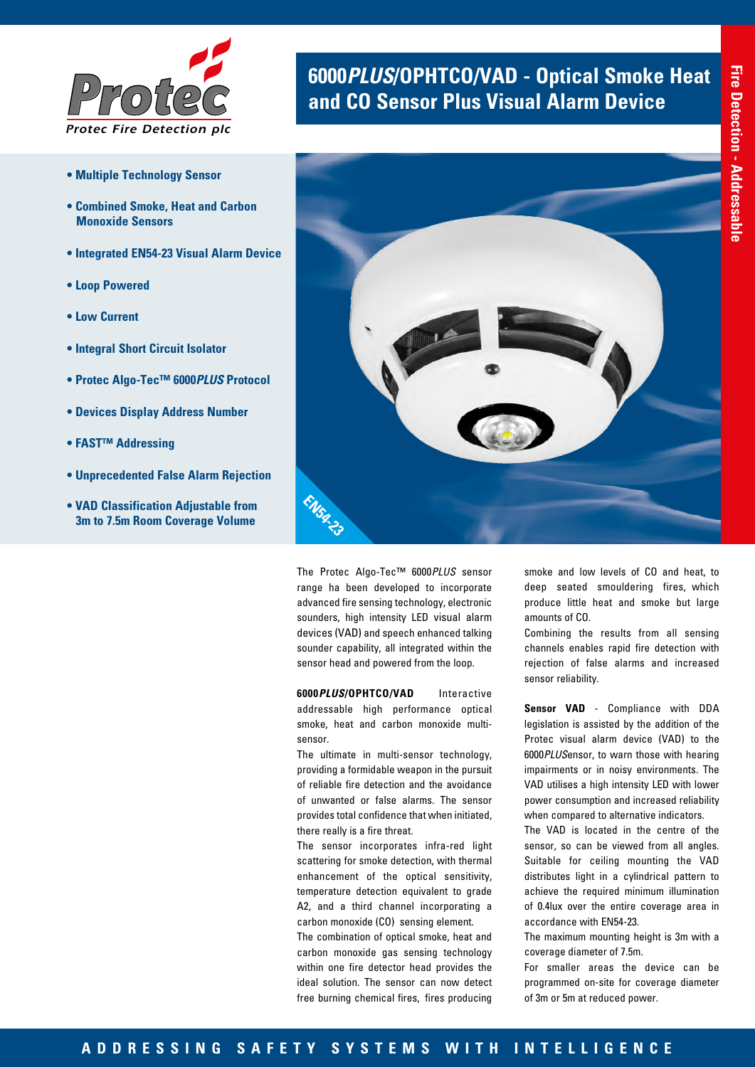# 6000*PLUS*/OPHTCO/VAD - Optical Smoke Heat and CO Sensor Plus Visual Alarm Device

Fire Detection - Addressable

- **Multiple Technology Sensor**
- **Combined Smoke, Heat and Carbon Monoxide Sensors**
- **Integrated EN54-23 Visual Alarm Device**
- **Loop Powered**
- **Low Current**
- **Integral Short Circuit Isolator**
- **Protec Algo-Tec™ 6000*PLUS* Protocol**
- **Devices Display Address Number**
- **FAST™ Addressing**
- **Unprecedented False Alarm Rejection**
- **VAD Classification Adjustable from 3m to 7.5m Room Coverage Volume**

EN54-23

The Protec Algo-Tec™ 6000*PLUS* sensor range ha been developed to incorporate advanced fire sensing technology, electronic sounders, high intensity LED visual alarm devices (VAD) and speech enhanced talking sounder capability, all integrated within the sensor head and powered from the loop.

**6000*PLUS*/OPHTCO/VAD** Interactive addressable high performance optical smoke, heat and carbon monoxide multi-sensor.

The ultimate in multi-sensor technology, providing a formidable weapon in the pursuit of reliable fire detection and the avoidance of unwanted or false alarms. The sensor provides total confidence that when initiated, there really is a fire threat.

The sensor incorporates infra-red light scattering for smoke detection, with thermal enhancement of the optical sensitivity, temperature detection equivalent to grade A2, and a third channel incorporating a carbon monoxide (CO) sensing element.

The combination of optical smoke, heat and carbon monoxide gas sensing technology within one fire detector head provides the ideal solution. The sensor can now detect free burning chemical fires, fires producing smoke and low levels of CO and heat, to deep seated smouldering fires, which produce little heat and smoke but large amounts of CO.

Combining the results from all sensing channels enables rapid fire detection with rejection of false alarms and increased sensor reliability.

**Sensor VAD** - Compliance with DDA legislation is assisted by the addition of the Protec visual alarm device (VAD) to the 6000*PLUS*ensor, to warn those with hearing impairments or in noisy environments. The VAD utilises a high intensity LED with lower power consumption and increased reliability when compared to alternative indicators.

The VAD is located in the centre of the sensor, so can be viewed from all angles. Suitable for ceiling mounting the VAD distributes light in a cylindrical pattern to achieve the required minimum illumination of 0.4lux over the entire coverage area in accordance with EN54-23.

The maximum mounting height is 3m with a coverage diameter of 7.5m.

For smaller areas the device can be programmed on-site for coverage diameter of 3m or 5m at reduced power.

ADDRESSING SAFETY SYSTEMS WITH INTELLIGENCE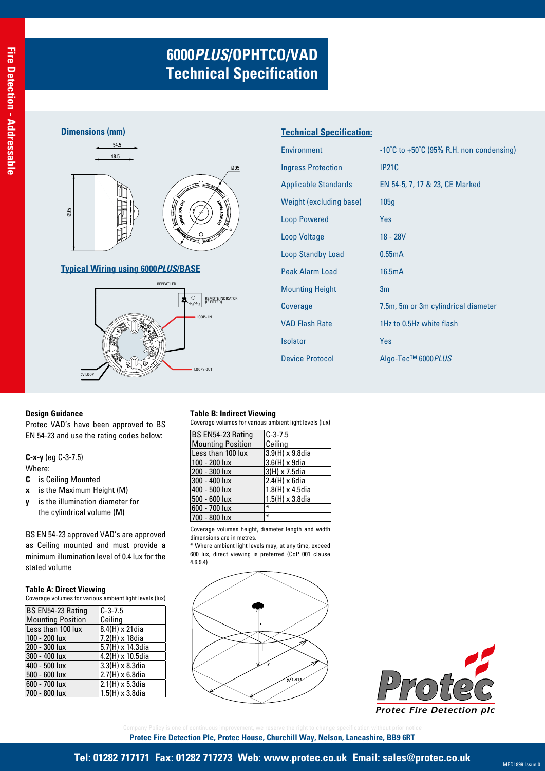# 6000*PLUS*/OPHTCO/VAD Technical Specification

## Dimensions (mm)

54.5

48.5

Ø95

Ø95

## Typical Wiring using 6000*PLUS*/BASE

REPEAT LED

REMOTE INDICATOR (IF FITTED)

LOOP+ IN

LOOP+ OUT

0V LOOP

## Technical Specification:

| | |
|---|---|
| Environment | -10˚C to +50˚C (95% R.H. non condensing) |
| Ingress Protection | IP21C |
| Applicable Standards | EN 54-5, 7, 17 & 23, CE Marked |
| Weight (excluding base) | 105g |
| Loop Powered | Yes |
| Loop Voltage | 18 - 28V |
| Loop Standby Load | 0.55mA |
| Peak Alarm Load | 16.5mA |
| Mounting Height | 3m |
| Coverage | 7.5m, 5m or 3m cylindrical diameter |
| VAD Flash Rate | 1Hz to 0.5Hz white flash |
| Isolator | Yes |
| Device Protocol | Algo-Tec™ 6000*PLUS* |

### Design Guidance

Protec VAD's have been approved to BS EN 54-23 and use the rating codes below:

**C-x-y** (eg C-3-7.5)

Where:

- **C** is Ceiling Mounted
- **x** is the Maximum Height (M)
- **y** is the illumination diameter for the cylindrical volume (M)

BS EN 54-23 approved VAD's are approved as Ceiling mounted and must provide a minimum illumination level of 0.4 lux for the stated volume

### Table A: Direct Viewing

Coverage volumes for various ambient light levels (lux)

| BS EN54-23 Rating | C-3-7.5 |
|---|---|
| Mounting Position | Ceiling |
| Less than 100 lux | 8.4(H) x 21dia |
| 100 - 200 lux | 7.2(H) x 18dia |
| 200 - 300 lux | 5.7(H) x 14.3dia |
| 300 - 400 lux | 4.2(H) x 10.5dia |
| 400 - 500 lux | 3.3(H) x 8.3dia |
| 500 - 600 lux | 2.7(H) x 6.8dia |
| 600 - 700 lux | 2.1(H) x 5.3dia |
| 700 - 800 lux | 1.5(H) x 3.8dia |

### Table B: Indirect Viewing

Coverage volumes for various ambient light levels (lux)

| BS EN54-23 Rating | C-3-7.5 |
|---|---|
| Mounting Position | Ceiling |
| Less than 100 lux | 3.9(H) x 9.8dia |
| 100 - 200 lux | 3.6(H) x 9dia |
| 200 - 300 lux | 3(H) x 7.5dia |
| 300 - 400 lux | 2.4(H) x 6dia |
| 400 - 500 lux | 1.8(H) x 4.5dia |
| 500 - 600 lux | 1.5(H) x 3.8dia |
| 600 - 700 lux | * |
| 700 - 800 lux | * |

Coverage volumes height, diameter length and width dimensions are in metres.

* Where ambient light levels may, at any time, exceed 600 lux, direct viewing is preferred (CoP 001 clause 4.6.9.4)

x

y

y/1.414

Protec Fire Detection plc

Company Policy is one of continuous improvement, we reserve the right to change specification without prior notice

**Protec Fire Detection Plc, Protec House, Churchill Way, Nelson, Lancashire, BB9 6RT**

**Tel: 01282 717171 Fax: 01282 717273 Web: www.protec.co.uk Email: sales@protec.co.uk**

MED1899 Issue 0